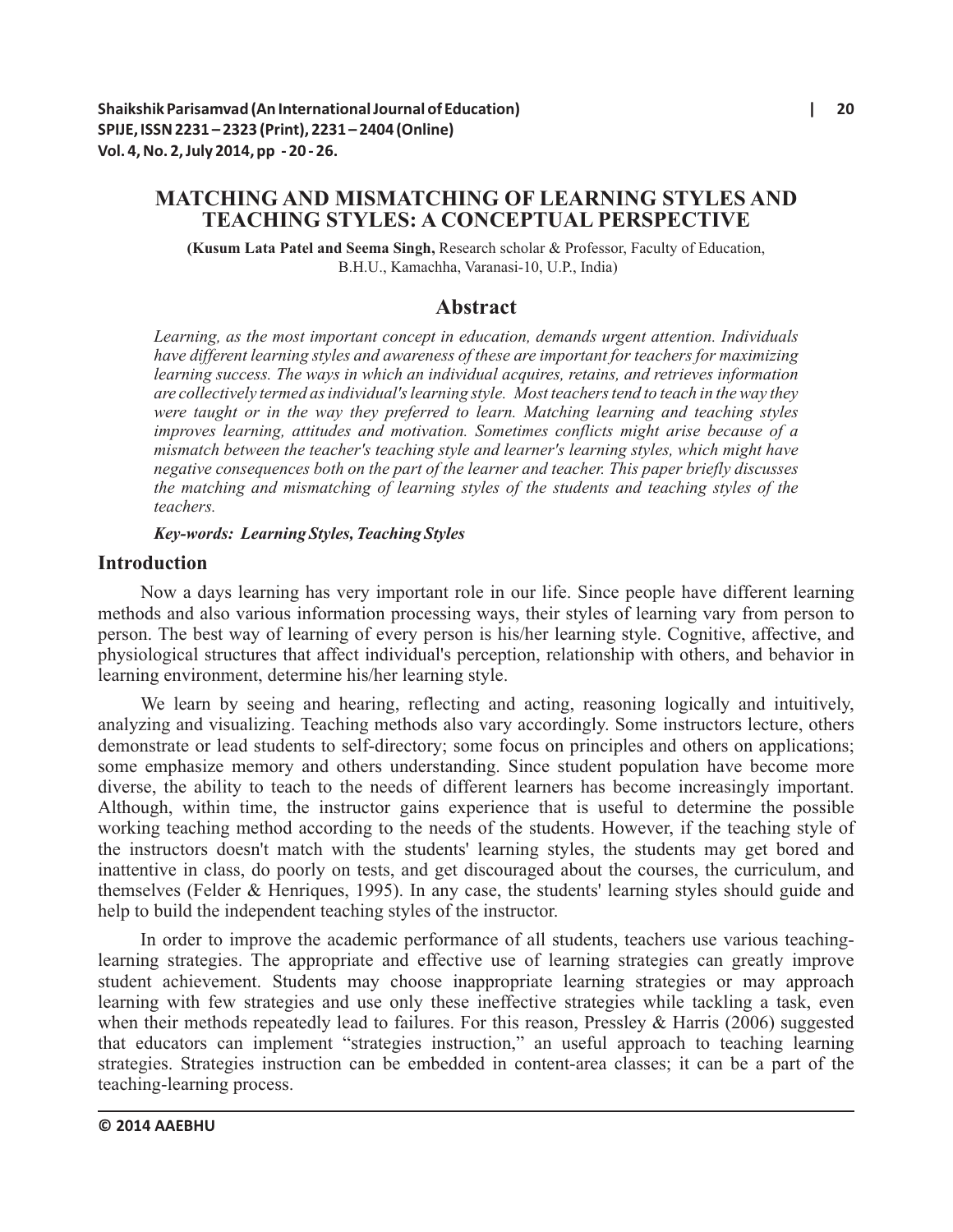# MATCHING AND MISMATCHING OF LEARNING STYLES AND TEACHING STYLES: A CONCEPTUAL PERSPECTIVE

**(Kusum Lata Patel and Seema Singh,** Research scholar & Professor, Faculty of Education, B.H.U., Kamachha, Varanasi-10, U.P., India)

## Abstract

*Learning, as the most important concept in education, demands urgent attention. Individuals have different learning styles and awareness of these are important for teachers for maximizing learning success. The ways in which an individual acquires, retains, and retrieves information are collectively termed as individual's learning style. Most teachers tend to teach in the way they were taught or in the way they preferred to learn. Matching learning and teaching styles improves learning, attitudes and motivation. Sometimes conflicts might arise because of a mismatch between the teacher's teaching style and learner's learning styles, which might have negative consequences both on the part of the learner and teacher. This paper briefly discusses the matching and mismatching of learning styles of the students and teaching styles of the teachers.*

***Key-words: Learning Styles, Teaching Styles***

## Introduction

Now a days learning has very important role in our life. Since people have different learning methods and also various information processing ways, their styles of learning vary from person to person. The best way of learning of every person is his/her learning style. Cognitive, affective, and physiological structures that affect individual's perception, relationship with others, and behavior in learning environment, determine his/her learning style.

We learn by seeing and hearing, reflecting and acting, reasoning logically and intuitively, analyzing and visualizing. Teaching methods also vary accordingly. Some instructors lecture, others demonstrate or lead students to self-directory; some focus on principles and others on applications; some emphasize memory and others understanding. Since student population have become more diverse, the ability to teach to the needs of different learners has become increasingly important. Although, within time, the instructor gains experience that is useful to determine the possible working teaching method according to the needs of the students. However, if the teaching style of the instructors doesn't match with the students' learning styles, the students may get bored and inattentive in class, do poorly on tests, and get discouraged about the courses, the curriculum, and themselves (Felder & Henriques, 1995). In any case, the students' learning styles should guide and help to build the independent teaching styles of the instructor.

In order to improve the academic performance of all students, teachers use various teaching-learning strategies. The appropriate and effective use of learning strategies can greatly improve student achievement. Students may choose inappropriate learning strategies or may approach learning with few strategies and use only these ineffective strategies while tackling a task, even when their methods repeatedly lead to failures. For this reason, Pressley & Harris (2006) suggested that educators can implement "strategies instruction," an useful approach to teaching learning strategies. Strategies instruction can be embedded in content-area classes; it can be a part of the teaching-learning process.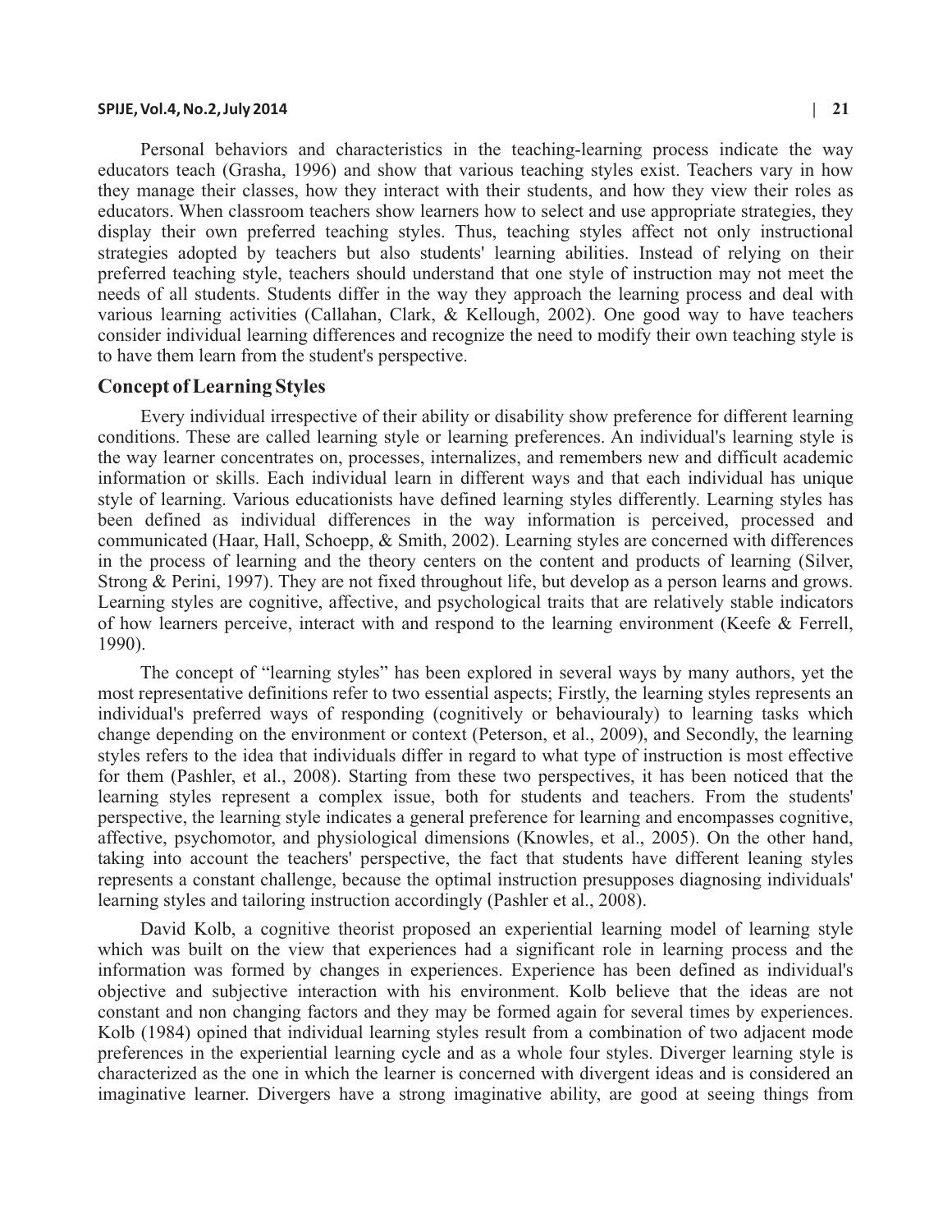Personal behaviors and characteristics in the teaching-learning process indicate the way educators teach (Grasha, 1996) and show that various teaching styles exist. Teachers vary in how they manage their classes, how they interact with their students, and how they view their roles as educators. When classroom teachers show learners how to select and use appropriate strategies, they display their own preferred teaching styles. Thus, teaching styles affect not only instructional strategies adopted by teachers but also students' learning abilities. Instead of relying on their preferred teaching style, teachers should understand that one style of instruction may not meet the needs of all students. Students differ in the way they approach the learning process and deal with various learning activities (Callahan, Clark, & Kellough, 2002). One good way to have teachers consider individual learning differences and recognize the need to modify their own teaching style is to have them learn from the student's perspective.

## Concept of Learning Styles

Every individual irrespective of their ability or disability show preference for different learning conditions. These are called learning style or learning preferences. An individual's learning style is the way learner concentrates on, processes, internalizes, and remembers new and difficult academic information or skills. Each individual learn in different ways and that each individual has unique style of learning. Various educationists have defined learning styles differently. Learning styles has been defined as individual differences in the way information is perceived, processed and communicated (Haar, Hall, Schoepp, & Smith, 2002). Learning styles are concerned with differences in the process of learning and the theory centers on the content and products of learning (Silver, Strong & Perini, 1997). They are not fixed throughout life, but develop as a person learns and grows. Learning styles are cognitive, affective, and psychological traits that are relatively stable indicators of how learners perceive, interact with and respond to the learning environment (Keefe & Ferrell, 1990).

The concept of "learning styles" has been explored in several ways by many authors, yet the most representative definitions refer to two essential aspects; Firstly, the learning styles represents an individual's preferred ways of responding (cognitively or behaviouraly) to learning tasks which change depending on the environment or context (Peterson, et al., 2009), and Secondly, the learning styles refers to the idea that individuals differ in regard to what type of instruction is most effective for them (Pashler, et al., 2008). Starting from these two perspectives, it has been noticed that the learning styles represent a complex issue, both for students and teachers. From the students' perspective, the learning style indicates a general preference for learning and encompasses cognitive, affective, psychomotor, and physiological dimensions (Knowles, et al., 2005). On the other hand, taking into account the teachers' perspective, the fact that students have different leaning styles represents a constant challenge, because the optimal instruction presupposes diagnosing individuals' learning styles and tailoring instruction accordingly (Pashler et al., 2008).

David Kolb, a cognitive theorist proposed an experiential learning model of learning style which was built on the view that experiences had a significant role in learning process and the information was formed by changes in experiences. Experience has been defined as individual's objective and subjective interaction with his environment. Kolb believe that the ideas are not constant and non changing factors and they may be formed again for several times by experiences. Kolb (1984) opined that individual learning styles result from a combination of two adjacent mode preferences in the experiential learning cycle and as a whole four styles. Diverger learning style is characterized as the one in which the learner is concerned with divergent ideas and is considered an imaginative learner. Divergers have a strong imaginative ability, are good at seeing things from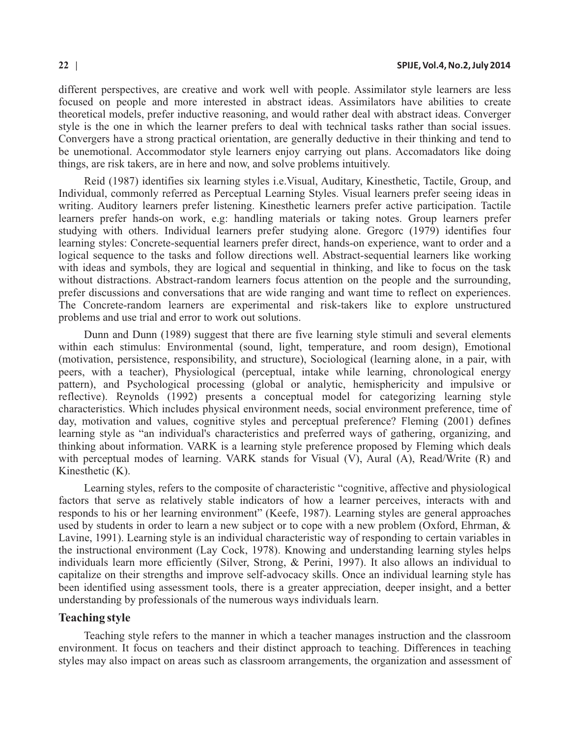different perspectives, are creative and work well with people. Assimilator style learners are less focused on people and more interested in abstract ideas. Assimilators have abilities to create theoretical models, prefer inductive reasoning, and would rather deal with abstract ideas. Converger style is the one in which the learner prefers to deal with technical tasks rather than social issues. Convergers have a strong practical orientation, are generally deductive in their thinking and tend to be unemotional. Accommodator style learners enjoy carrying out plans. Accomadators like doing things, are risk takers, are in here and now, and solve problems intuitively.

Reid (1987) identifies six learning styles i.e.Visual, Auditary, Kinesthetic, Tactile, Group, and Individual, commonly referred as Perceptual Learning Styles. Visual learners prefer seeing ideas in writing. Auditory learners prefer listening. Kinesthetic learners prefer active participation. Tactile learners prefer hands-on work, e.g: handling materials or taking notes. Group learners prefer studying with others. Individual learners prefer studying alone. Gregorc (1979) identifies four learning styles: Concrete-sequential learners prefer direct, hands-on experience, want to order and a logical sequence to the tasks and follow directions well. Abstract-sequential learners like working with ideas and symbols, they are logical and sequential in thinking, and like to focus on the task without distractions. Abstract-random learners focus attention on the people and the surrounding, prefer discussions and conversations that are wide ranging and want time to reflect on experiences. The Concrete-random learners are experimental and risk-takers like to explore unstructured problems and use trial and error to work out solutions.

Dunn and Dunn (1989) suggest that there are five learning style stimuli and several elements within each stimulus: Environmental (sound, light, temperature, and room design), Emotional (motivation, persistence, responsibility, and structure), Sociological (learning alone, in a pair, with peers, with a teacher), Physiological (perceptual, intake while learning, chronological energy pattern), and Psychological processing (global or analytic, hemisphericity and impulsive or reflective). Reynolds (1992) presents a conceptual model for categorizing learning style characteristics. Which includes physical environment needs, social environment preference, time of day, motivation and values, cognitive styles and perceptual preference? Fleming (2001) defines learning style as "an individual's characteristics and preferred ways of gathering, organizing, and thinking about information. VARK is a learning style preference proposed by Fleming which deals with perceptual modes of learning. VARK stands for Visual (V), Aural (A), Read/Write (R) and Kinesthetic (K).

Learning styles, refers to the composite of characteristic "cognitive, affective and physiological factors that serve as relatively stable indicators of how a learner perceives, interacts with and responds to his or her learning environment" (Keefe, 1987). Learning styles are general approaches used by students in order to learn a new subject or to cope with a new problem (Oxford, Ehrman, & Lavine, 1991). Learning style is an individual characteristic way of responding to certain variables in the instructional environment (Lay Cock, 1978). Knowing and understanding learning styles helps individuals learn more efficiently (Silver, Strong, & Perini, 1997). It also allows an individual to capitalize on their strengths and improve self-advocacy skills. Once an individual learning style has been identified using assessment tools, there is a greater appreciation, deeper insight, and a better understanding by professionals of the numerous ways individuals learn.

## Teaching style

Teaching style refers to the manner in which a teacher manages instruction and the classroom environment. It focus on teachers and their distinct approach to teaching. Differences in teaching styles may also impact on areas such as classroom arrangements, the organization and assessment of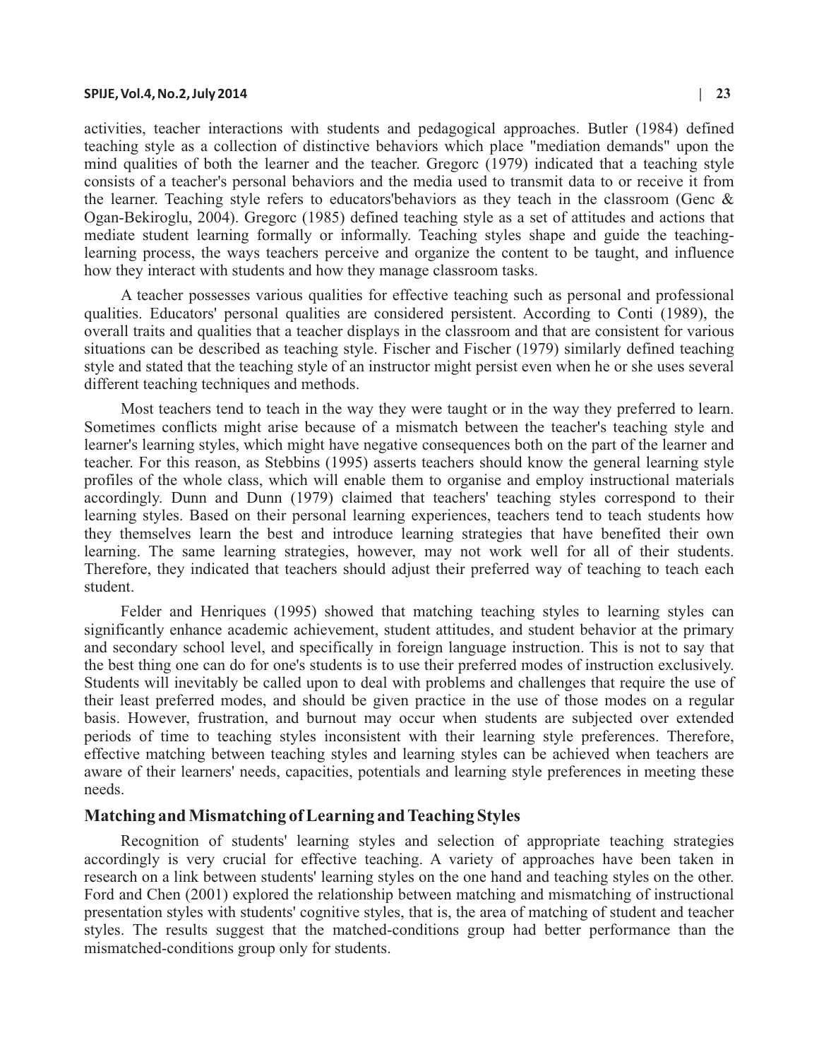activities, teacher interactions with students and pedagogical approaches. Butler (1984) defined teaching style as a collection of distinctive behaviors which place "mediation demands" upon the mind qualities of both the learner and the teacher. Gregorc (1979) indicated that a teaching style consists of a teacher's personal behaviors and the media used to transmit data to or receive it from the learner. Teaching style refers to educators'behaviors as they teach in the classroom (Genc & Ogan-Bekiroglu, 2004). Gregorc (1985) defined teaching style as a set of attitudes and actions that mediate student learning formally or informally. Teaching styles shape and guide the teaching-learning process, the ways teachers perceive and organize the content to be taught, and influence how they interact with students and how they manage classroom tasks.

A teacher possesses various qualities for effective teaching such as personal and professional qualities. Educators' personal qualities are considered persistent. According to Conti (1989), the overall traits and qualities that a teacher displays in the classroom and that are consistent for various situations can be described as teaching style. Fischer and Fischer (1979) similarly defined teaching style and stated that the teaching style of an instructor might persist even when he or she uses several different teaching techniques and methods.

Most teachers tend to teach in the way they were taught or in the way they preferred to learn. Sometimes conflicts might arise because of a mismatch between the teacher's teaching style and learner's learning styles, which might have negative consequences both on the part of the learner and teacher. For this reason, as Stebbins (1995) asserts teachers should know the general learning style profiles of the whole class, which will enable them to organise and employ instructional materials accordingly. Dunn and Dunn (1979) claimed that teachers' teaching styles correspond to their learning styles. Based on their personal learning experiences, teachers tend to teach students how they themselves learn the best and introduce learning strategies that have benefited their own learning. The same learning strategies, however, may not work well for all of their students. Therefore, they indicated that teachers should adjust their preferred way of teaching to teach each student.

Felder and Henriques (1995) showed that matching teaching styles to learning styles can significantly enhance academic achievement, student attitudes, and student behavior at the primary and secondary school level, and specifically in foreign language instruction. This is not to say that the best thing one can do for one's students is to use their preferred modes of instruction exclusively. Students will inevitably be called upon to deal with problems and challenges that require the use of their least preferred modes, and should be given practice in the use of those modes on a regular basis. However, frustration, and burnout may occur when students are subjected over extended periods of time to teaching styles inconsistent with their learning style preferences. Therefore, effective matching between teaching styles and learning styles can be achieved when teachers are aware of their learners' needs, capacities, potentials and learning style preferences in meeting these needs.

## Matching and Mismatching of Learning and Teaching Styles

Recognition of students' learning styles and selection of appropriate teaching strategies accordingly is very crucial for effective teaching. A variety of approaches have been taken in research on a link between students' learning styles on the one hand and teaching styles on the other. Ford and Chen (2001) explored the relationship between matching and mismatching of instructional presentation styles with students' cognitive styles, that is, the area of matching of student and teacher styles. The results suggest that the matched-conditions group had better performance than the mismatched-conditions group only for students.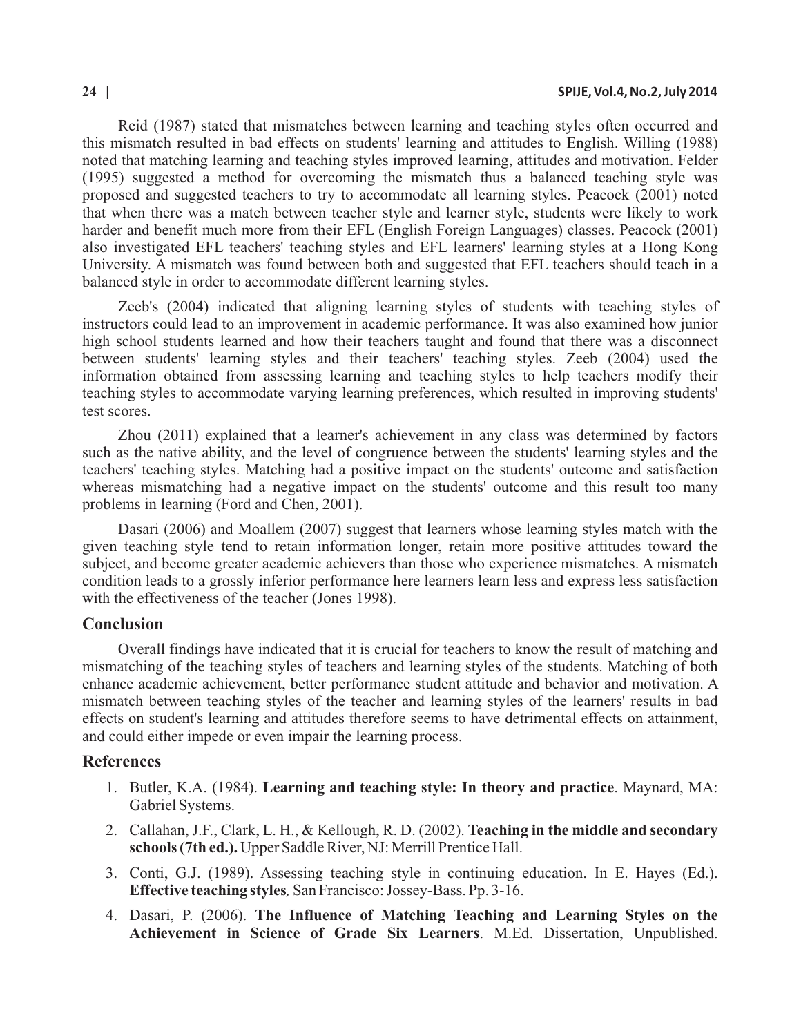Reid (1987) stated that mismatches between learning and teaching styles often occurred and this mismatch resulted in bad effects on students' learning and attitudes to English. Willing (1988) noted that matching learning and teaching styles improved learning, attitudes and motivation. Felder (1995) suggested a method for overcoming the mismatch thus a balanced teaching style was proposed and suggested teachers to try to accommodate all learning styles. Peacock (2001) noted that when there was a match between teacher style and learner style, students were likely to work harder and benefit much more from their EFL (English Foreign Languages) classes. Peacock (2001) also investigated EFL teachers' teaching styles and EFL learners' learning styles at a Hong Kong University. A mismatch was found between both and suggested that EFL teachers should teach in a balanced style in order to accommodate different learning styles.

Zeeb's (2004) indicated that aligning learning styles of students with teaching styles of instructors could lead to an improvement in academic performance. It was also examined how junior high school students learned and how their teachers taught and found that there was a disconnect between students' learning styles and their teachers' teaching styles. Zeeb (2004) used the information obtained from assessing learning and teaching styles to help teachers modify their teaching styles to accommodate varying learning preferences, which resulted in improving students' test scores.

Zhou (2011) explained that a learner's achievement in any class was determined by factors such as the native ability, and the level of congruence between the students' learning styles and the teachers' teaching styles. Matching had a positive impact on the students' outcome and satisfaction whereas mismatching had a negative impact on the students' outcome and this result too many problems in learning (Ford and Chen, 2001).

Dasari (2006) and Moallem (2007) suggest that learners whose learning styles match with the given teaching style tend to retain information longer, retain more positive attitudes toward the subject, and become greater academic achievers than those who experience mismatches. A mismatch condition leads to a grossly inferior performance here learners learn less and express less satisfaction with the effectiveness of the teacher (Jones 1998).

## Conclusion

Overall findings have indicated that it is crucial for teachers to know the result of matching and mismatching of the teaching styles of teachers and learning styles of the students. Matching of both enhance academic achievement, better performance student attitude and behavior and motivation. A mismatch between teaching styles of the teacher and learning styles of the learners' results in bad effects on student's learning and attitudes therefore seems to have detrimental effects on attainment, and could either impede or even impair the learning process.

## References

1. Butler, K.A. (1984). **Learning and teaching style: In theory and practice**. Maynard, MA: Gabriel Systems.
2. Callahan, J.F., Clark, L. H., & Kellough, R. D. (2002). **Teaching in the middle and secondary schools (7th ed.).** Upper Saddle River, NJ: Merrill Prentice Hall.
3. Conti, G.J. (1989). Assessing teaching style in continuing education. In E. Hayes (Ed.). **Effective teaching styles***,* San Francisco: Jossey-Bass. Pp. 3-16.
4. Dasari, P. (2006). **The Influence of Matching Teaching and Learning Styles on the Achievement in Science of Grade Six Learners**. M.Ed. Dissertation, Unpublished.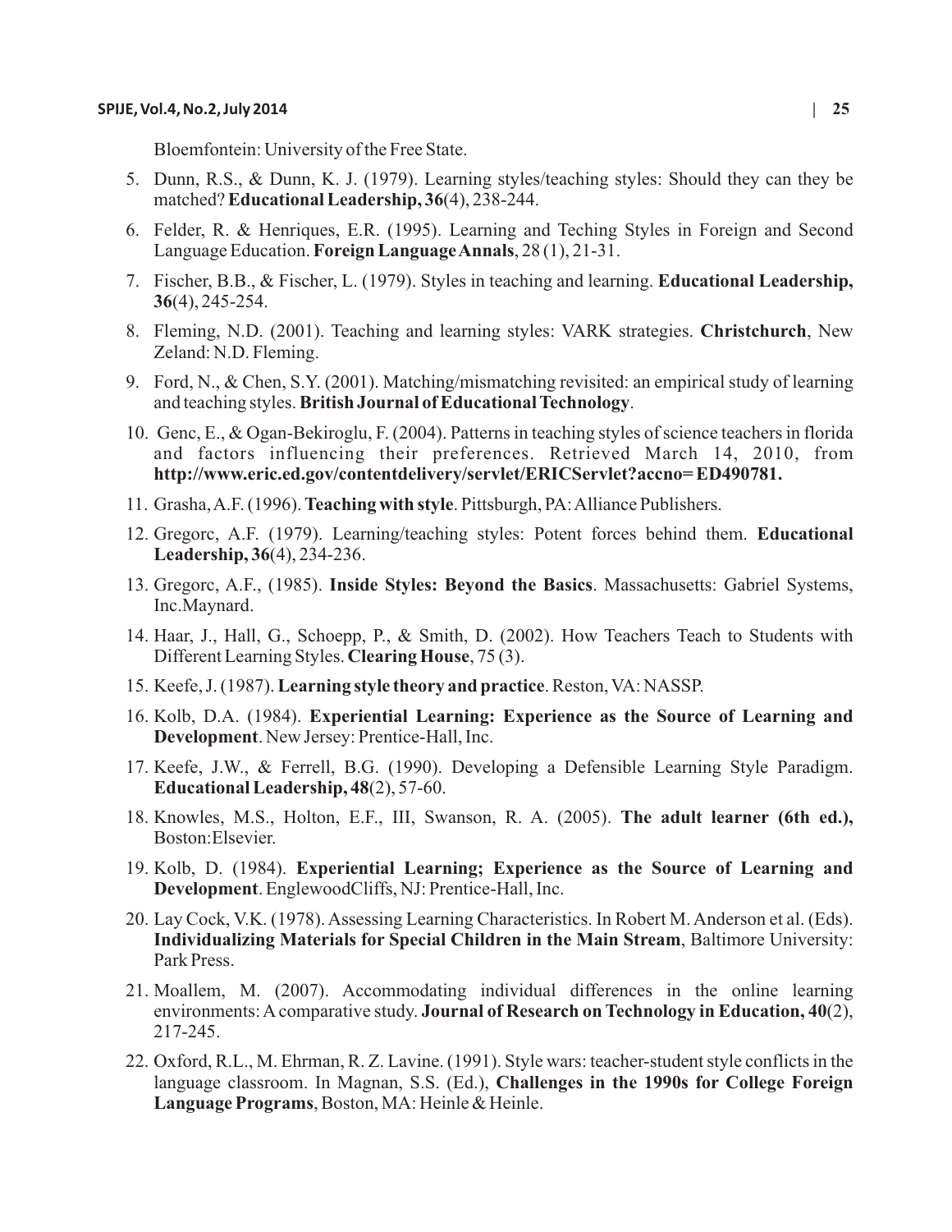Bloemfontein: University of the Free State.

5. Dunn, R.S., & Dunn, K. J. (1979). Learning styles/teaching styles: Should they can they be matched? **Educational Leadership, 36**(4), 238-244.
6. Felder, R. & Henriques, E.R. (1995). Learning and Teching Styles in Foreign and Second Language Education. **Foreign Language Annals**, 28 (1), 21-31.
7. Fischer, B.B., & Fischer, L. (1979). Styles in teaching and learning. **Educational Leadership, 36**(4), 245-254.
8. Fleming, N.D. (2001). Teaching and learning styles: VARK strategies. **Christchurch**, New Zeland: N.D. Fleming.
9. Ford, N., & Chen, S.Y. (2001). Matching/mismatching revisited: an empirical study of learning and teaching styles. **British Journal of Educational Technology**.
10. Genc, E., & Ogan-Bekiroglu, F. (2004). Patterns in teaching styles of science teachers in florida and factors influencing their preferences. Retrieved March 14, 2010, from **http://www.eric.ed.gov/contentdelivery/servlet/ERICServlet?accno= ED490781.**
11. Grasha, A.F. (1996). **Teaching with style**. Pittsburgh, PA: Alliance Publishers.
12. Gregorc, A.F. (1979). Learning/teaching styles: Potent forces behind them. **Educational Leadership, 36**(4), 234-236.
13. Gregorc, A.F., (1985). **Inside Styles: Beyond the Basics**. Massachusetts: Gabriel Systems, Inc.Maynard.
14. Haar, J., Hall, G., Schoepp, P., & Smith, D. (2002). How Teachers Teach to Students with Different Learning Styles. **Clearing House**, 75 (3).
15. Keefe, J. (1987). **Learning style theory and practice**. Reston, VA: NASSP.
16. Kolb, D.A. (1984). **Experiential Learning: Experience as the Source of Learning and Development**. New Jersey: Prentice-Hall, Inc.
17. Keefe, J.W., & Ferrell, B.G. (1990). Developing a Defensible Learning Style Paradigm. **Educational Leadership, 48**(2), 57-60.
18. Knowles, M.S., Holton, E.F., III, Swanson, R. A. (2005). **The adult learner (6th ed.),** Boston:Elsevier.
19. Kolb, D. (1984). **Experiential Learning; Experience as the Source of Learning and Development**. EnglewoodCliffs, NJ: Prentice-Hall, Inc.
20. Lay Cock, V.K. (1978). Assessing Learning Characteristics. In Robert M. Anderson et al. (Eds). **Individualizing Materials for Special Children in the Main Stream**, Baltimore University: Park Press.
21. Moallem, M. (2007). Accommodating individual differences in the online learning environments: A comparative study. **Journal of Research on Technology in Education, 40**(2), 217-245.
22. Oxford, R.L., M. Ehrman, R. Z. Lavine. (1991). Style wars: teacher-student style conflicts in the language classroom. In Magnan, S.S. (Ed.), **Challenges in the 1990s for College Foreign Language Programs**, Boston, MA: Heinle & Heinle.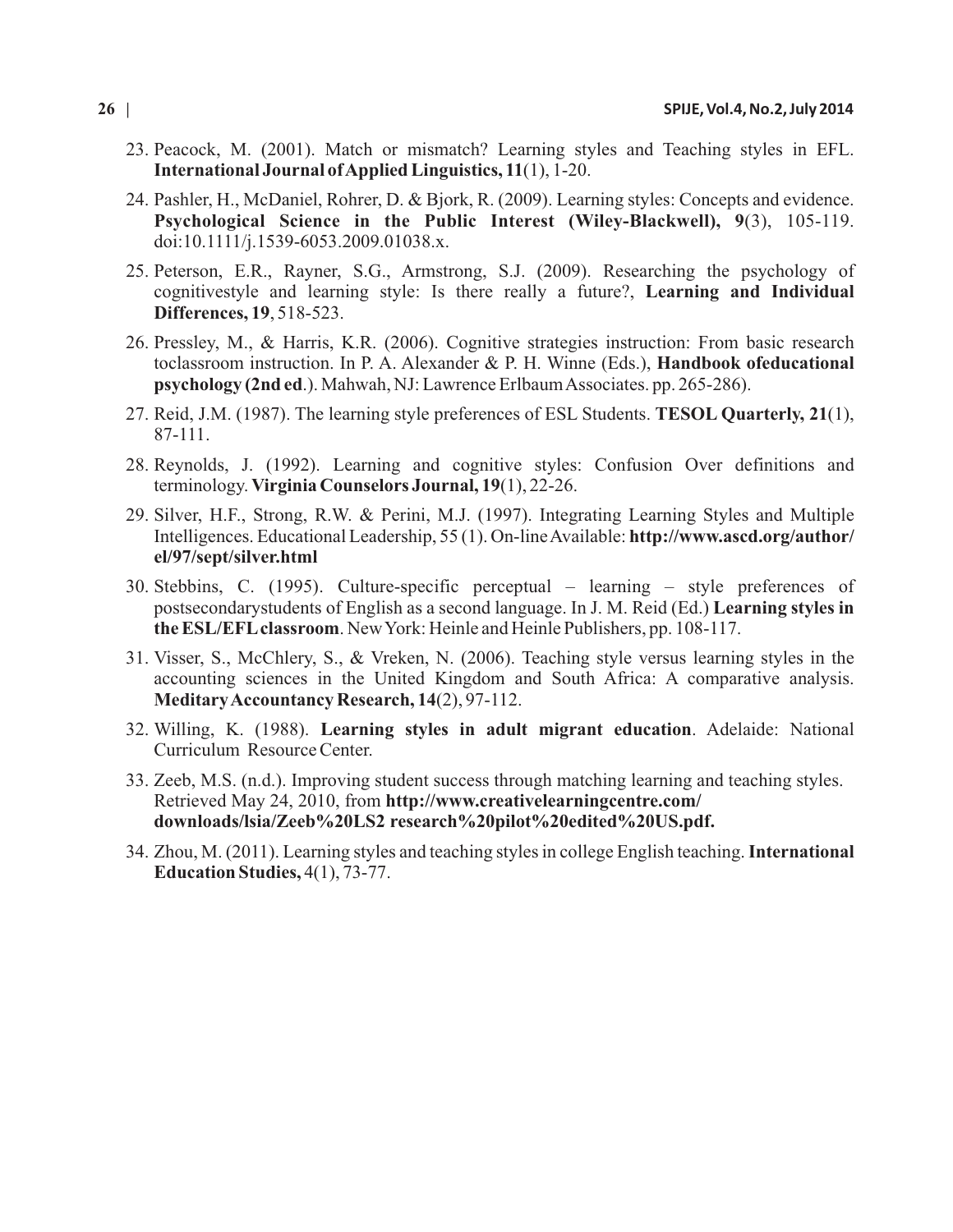23. Peacock, M. (2001). Match or mismatch? Learning styles and Teaching styles in EFL. **International Journal of Applied Linguistics, 11**(1), 1-20.

24. Pashler, H., McDaniel, Rohrer, D. & Bjork, R. (2009). Learning styles: Concepts and evidence. **Psychological Science in the Public Interest (Wiley-Blackwell), 9**(3), 105-119. doi:10.1111/j.1539-6053.2009.01038.x.

25. Peterson, E.R., Rayner, S.G., Armstrong, S.J. (2009). Researching the psychology of cognitivestyle and learning style: Is there really a future?, **Learning and Individual Differences, 19**, 518-523.

26. Pressley, M., & Harris, K.R. (2006). Cognitive strategies instruction: From basic research toclassroom instruction. In P. A. Alexander & P. H. Winne (Eds.), **Handbook ofeducational psychology (2nd ed**.). Mahwah, NJ: Lawrence Erlbaum Associates. pp. 265-286).

27. Reid, J.M. (1987). The learning style preferences of ESL Students. **TESOL Quarterly, 21**(1), 87-111.

28. Reynolds, J. (1992). Learning and cognitive styles: Confusion Over definitions and terminology. **Virginia Counselors Journal, 19**(1), 22-26.

29. Silver, H.F., Strong, R.W. & Perini, M.J. (1997). Integrating Learning Styles and Multiple Intelligences. Educational Leadership, 55 (1). On-line Available: **http://www.ascd.org/author/el/97/sept/silver.html**

30. Stebbins, C. (1995). Culture-specific perceptual – learning – style preferences of postsecondarystudents of English as a second language. In J. M. Reid (Ed.) **Learning styles in the ESL/EFL classroom**. New York: Heinle and Heinle Publishers, pp. 108-117.

31. Visser, S., McChlery, S., & Vreken, N. (2006). Teaching style versus learning styles in the accounting sciences in the United Kingdom and South Africa: A comparative analysis. **Meditary Accountancy Research, 14**(2), 97-112.

32. Willing, K. (1988). **Learning styles in adult migrant education**. Adelaide: National Curriculum Resource Center.

33. Zeeb, M.S. (n.d.). Improving student success through matching learning and teaching styles. Retrieved May 24, 2010, from **http://www.creativelearningcentre.com/downloads/lsia/Zeeb%20LS2 research%20pilot%20edited%20US.pdf.**

34. Zhou, M. (2011). Learning styles and teaching styles in college English teaching. **International Education Studies,** 4(1), 73-77.